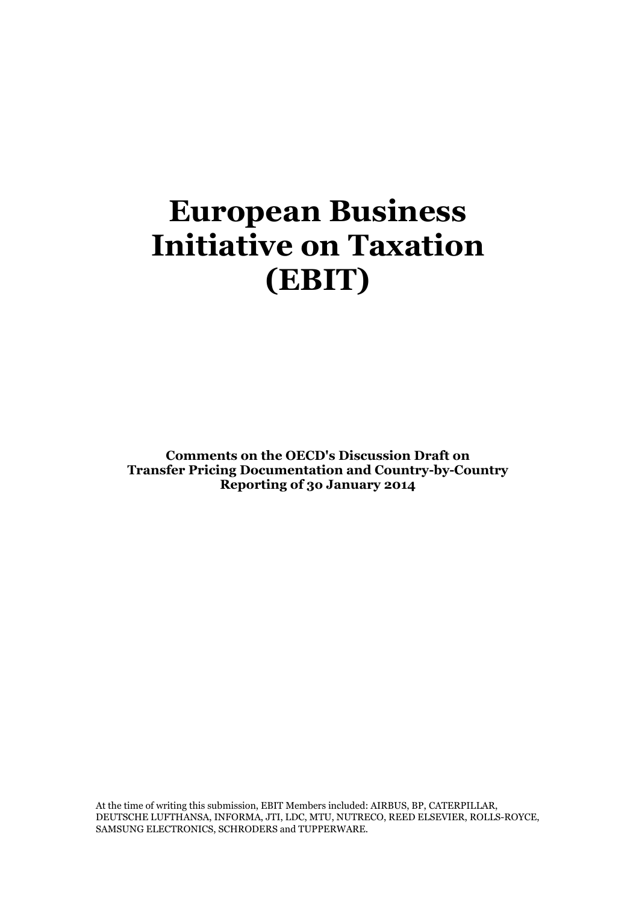# European Business Initiative on Taxation (EBIT)

**Comments on the OECD's Discussion Draft on Transfer Pricing Documentation and Country-by-Country Reporting of 30 January 2014**

At the time of writing this submission, EBIT Members included: AIRBUS, BP, CATERPILLAR, DEUTSCHE LUFTHANSA, INFORMA, JTI, LDC, MTU, NUTRECO, REED ELSEVIER, ROLLS-ROYCE, SAMSUNG ELECTRONICS, SCHRODERS and TUPPERWARE.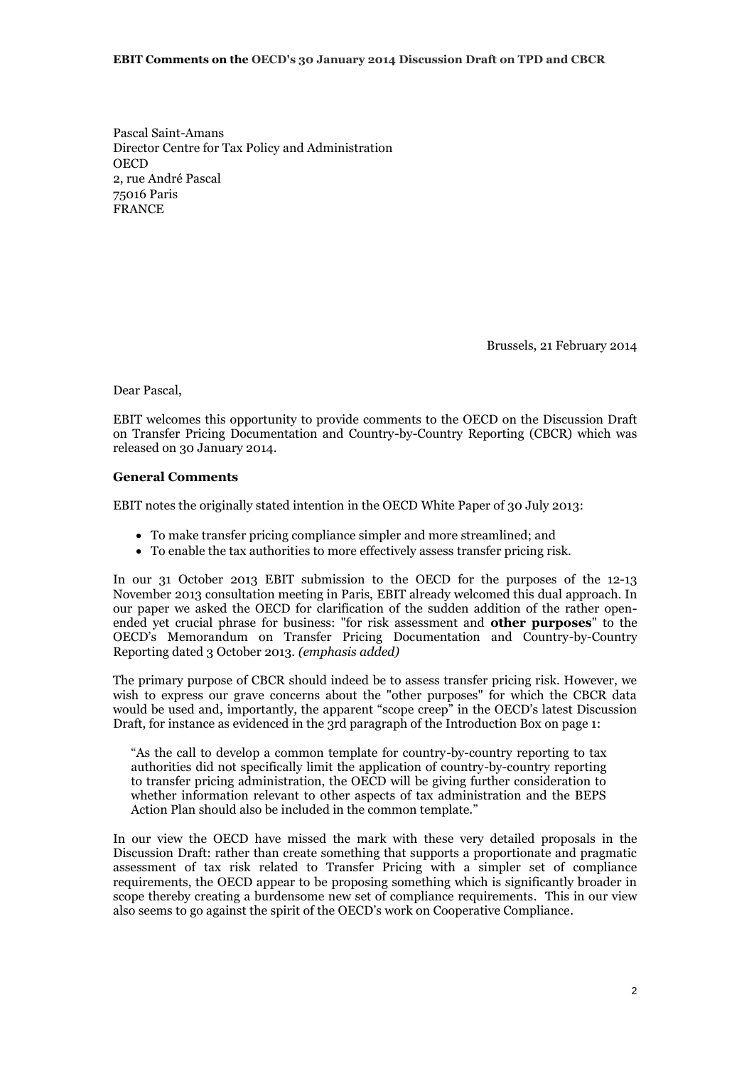Pascal Saint-Amans
Director Centre for Tax Policy and Administration
OECD
2, rue André Pascal
75016 Paris
FRANCE

Brussels, 21 February 2014

Dear Pascal,

EBIT welcomes this opportunity to provide comments to the OECD on the Discussion Draft on Transfer Pricing Documentation and Country-by-Country Reporting (CBCR) which was released on 30 January 2014.

**General Comments**

EBIT notes the originally stated intention in the OECD White Paper of 30 July 2013:

- To make transfer pricing compliance simpler and more streamlined; and
- To enable the tax authorities to more effectively assess transfer pricing risk.

In our 31 October 2013 EBIT submission to the OECD for the purposes of the 12-13 November 2013 consultation meeting in Paris, EBIT already welcomed this dual approach. In our paper we asked the OECD for clarification of the sudden addition of the rather open-ended yet crucial phrase for business: "for risk assessment and **other purposes**" to the OECD's Memorandum on Transfer Pricing Documentation and Country-by-Country Reporting dated 3 October 2013. *(emphasis added)*

The primary purpose of CBCR should indeed be to assess transfer pricing risk. However, we wish to express our grave concerns about the "other purposes" for which the CBCR data would be used and, importantly, the apparent "scope creep" in the OECD's latest Discussion Draft, for instance as evidenced in the 3rd paragraph of the Introduction Box on page 1:

> "As the call to develop a common template for country-by-country reporting to tax authorities did not specifically limit the application of country-by-country reporting to transfer pricing administration, the OECD will be giving further consideration to whether information relevant to other aspects of tax administration and the BEPS Action Plan should also be included in the common template."

In our view the OECD have missed the mark with these very detailed proposals in the Discussion Draft: rather than create something that supports a proportionate and pragmatic assessment of tax risk related to Transfer Pricing with a simpler set of compliance requirements, the OECD appear to be proposing something which is significantly broader in scope thereby creating a burdensome new set of compliance requirements. This in our view also seems to go against the spirit of the OECD's work on Cooperative Compliance.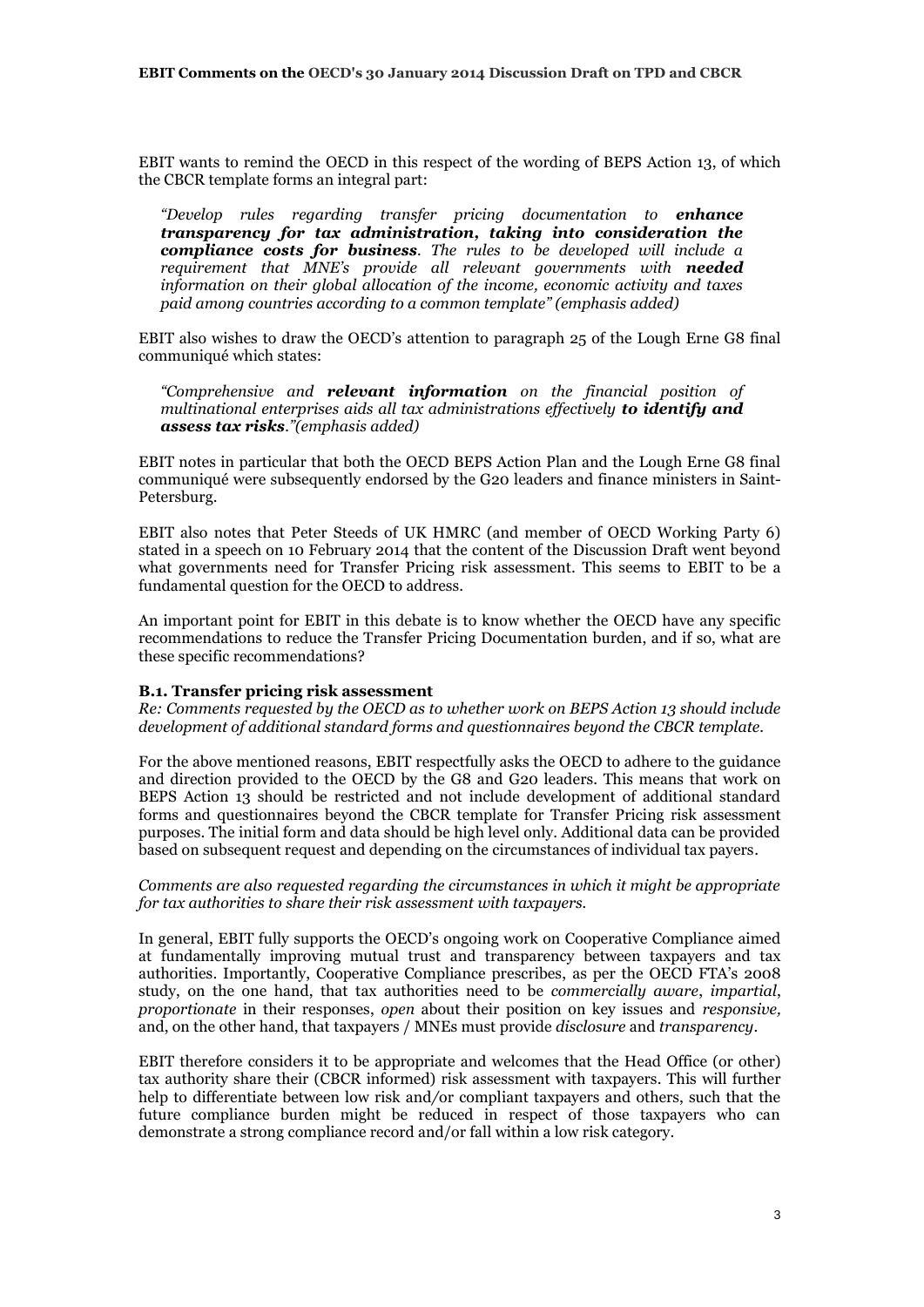EBIT wants to remind the OECD in this respect of the wording of BEPS Action 13, of which the CBCR template forms an integral part:

> *"Develop rules regarding transfer pricing documentation to* ***enhance transparency for tax administration, taking into consideration the compliance costs for business****. The rules to be developed will include a requirement that MNE's provide all relevant governments with* ***needed*** *information on their global allocation of the income, economic activity and taxes paid among countries according to a common template" (emphasis added)*

EBIT also wishes to draw the OECD's attention to paragraph 25 of the Lough Erne G8 final communiqué which states:

> *"Comprehensive and* ***relevant information*** *on the financial position of multinational enterprises aids all tax administrations effectively* ***to identify and assess tax risks****."(emphasis added)*

EBIT notes in particular that both the OECD BEPS Action Plan and the Lough Erne G8 final communiqué were subsequently endorsed by the G20 leaders and finance ministers in Saint-Petersburg.

EBIT also notes that Peter Steeds of UK HMRC (and member of OECD Working Party 6) stated in a speech on 10 February 2014 that the content of the Discussion Draft went beyond what governments need for Transfer Pricing risk assessment. This seems to EBIT to be a fundamental question for the OECD to address.

An important point for EBIT in this debate is to know whether the OECD have any specific recommendations to reduce the Transfer Pricing Documentation burden, and if so, what are these specific recommendations?

**B.1. Transfer pricing risk assessment**

*Re: Comments requested by the OECD as to whether work on BEPS Action 13 should include development of additional standard forms and questionnaires beyond the CBCR template.*

For the above mentioned reasons, EBIT respectfully asks the OECD to adhere to the guidance and direction provided to the OECD by the G8 and G20 leaders. This means that work on BEPS Action 13 should be restricted and not include development of additional standard forms and questionnaires beyond the CBCR template for Transfer Pricing risk assessment purposes. The initial form and data should be high level only. Additional data can be provided based on subsequent request and depending on the circumstances of individual tax payers.

*Comments are also requested regarding the circumstances in which it might be appropriate for tax authorities to share their risk assessment with taxpayers.*

In general, EBIT fully supports the OECD's ongoing work on Cooperative Compliance aimed at fundamentally improving mutual trust and transparency between taxpayers and tax authorities. Importantly, Cooperative Compliance prescribes, as per the OECD FTA's 2008 study, on the one hand, that tax authorities need to be *commercially aware*, *impartial*, *proportionate* in their responses, *open* about their position on key issues and *responsive,* and, on the other hand, that taxpayers / MNEs must provide *disclosure* and *transparency*.

EBIT therefore considers it to be appropriate and welcomes that the Head Office (or other) tax authority share their (CBCR informed) risk assessment with taxpayers. This will further help to differentiate between low risk and/or compliant taxpayers and others, such that the future compliance burden might be reduced in respect of those taxpayers who can demonstrate a strong compliance record and/or fall within a low risk category.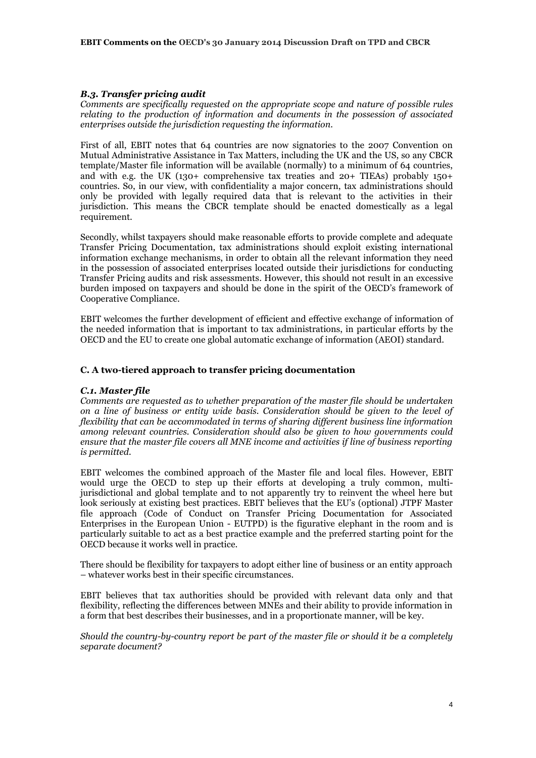### *B.3. Transfer pricing audit*

*Comments are specifically requested on the appropriate scope and nature of possible rules relating to the production of information and documents in the possession of associated enterprises outside the jurisdiction requesting the information.*

First of all, EBIT notes that 64 countries are now signatories to the 2007 Convention on Mutual Administrative Assistance in Tax Matters, including the UK and the US, so any CBCR template/Master file information will be available (normally) to a minimum of 64 countries, and with e.g. the UK (130+ comprehensive tax treaties and 20+ TIEAs) probably 150+ countries. So, in our view, with confidentiality a major concern, tax administrations should only be provided with legally required data that is relevant to the activities in their jurisdiction. This means the CBCR template should be enacted domestically as a legal requirement.

Secondly, whilst taxpayers should make reasonable efforts to provide complete and adequate Transfer Pricing Documentation, tax administrations should exploit existing international information exchange mechanisms, in order to obtain all the relevant information they need in the possession of associated enterprises located outside their jurisdictions for conducting Transfer Pricing audits and risk assessments. However, this should not result in an excessive burden imposed on taxpayers and should be done in the spirit of the OECD's framework of Cooperative Compliance.

EBIT welcomes the further development of efficient and effective exchange of information of the needed information that is important to tax administrations, in particular efforts by the OECD and the EU to create one global automatic exchange of information (AEOI) standard.

## C. A two-tiered approach to transfer pricing documentation

### *C.1. Master file*

*Comments are requested as to whether preparation of the master file should be undertaken on a line of business or entity wide basis. Consideration should be given to the level of flexibility that can be accommodated in terms of sharing different business line information among relevant countries. Consideration should also be given to how governments could ensure that the master file covers all MNE income and activities if line of business reporting is permitted.*

EBIT welcomes the combined approach of the Master file and local files. However, EBIT would urge the OECD to step up their efforts at developing a truly common, multi-jurisdictional and global template and to not apparently try to reinvent the wheel here but look seriously at existing best practices. EBIT believes that the EU's (optional) JTPF Master file approach (Code of Conduct on Transfer Pricing Documentation for Associated Enterprises in the European Union - EUTPD) is the figurative elephant in the room and is particularly suitable to act as a best practice example and the preferred starting point for the OECD because it works well in practice.

There should be flexibility for taxpayers to adopt either line of business or an entity approach – whatever works best in their specific circumstances.

EBIT believes that tax authorities should be provided with relevant data only and that flexibility, reflecting the differences between MNEs and their ability to provide information in a form that best describes their businesses, and in a proportionate manner, will be key.

*Should the country-by-country report be part of the master file or should it be a completely separate document?*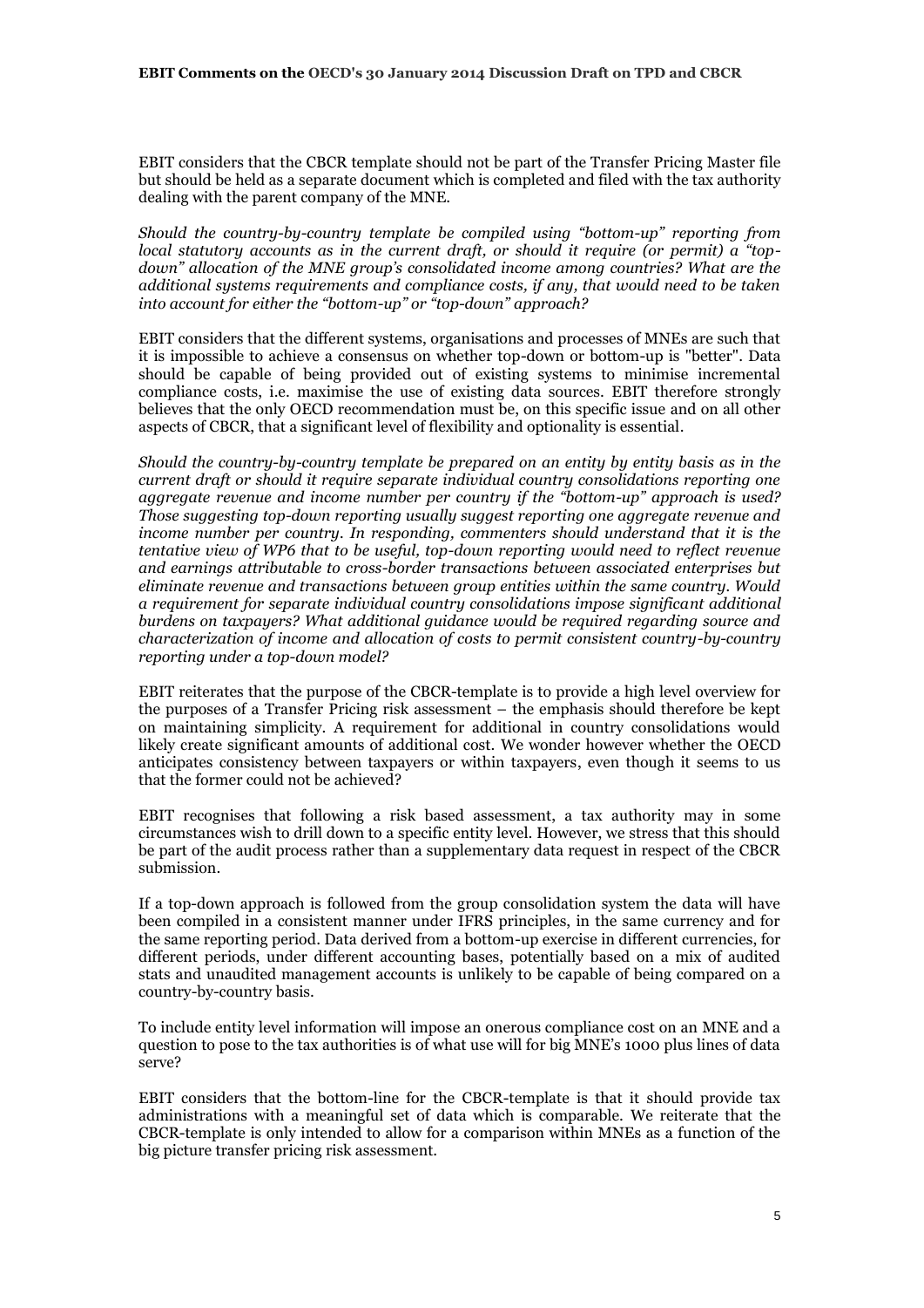EBIT considers that the CBCR template should not be part of the Transfer Pricing Master file but should be held as a separate document which is completed and filed with the tax authority dealing with the parent company of the MNE.

*Should the country-by-country template be compiled using "bottom-up" reporting from local statutory accounts as in the current draft, or should it require (or permit) a "top-down" allocation of the MNE group's consolidated income among countries? What are the additional systems requirements and compliance costs, if any, that would need to be taken into account for either the "bottom-up" or "top-down" approach?*

EBIT considers that the different systems, organisations and processes of MNEs are such that it is impossible to achieve a consensus on whether top-down or bottom-up is "better". Data should be capable of being provided out of existing systems to minimise incremental compliance costs, i.e. maximise the use of existing data sources. EBIT therefore strongly believes that the only OECD recommendation must be, on this specific issue and on all other aspects of CBCR, that a significant level of flexibility and optionality is essential.

*Should the country-by-country template be prepared on an entity by entity basis as in the current draft or should it require separate individual country consolidations reporting one aggregate revenue and income number per country if the "bottom-up" approach is used? Those suggesting top-down reporting usually suggest reporting one aggregate revenue and income number per country. In responding, commenters should understand that it is the tentative view of WP6 that to be useful, top-down reporting would need to reflect revenue and earnings attributable to cross-border transactions between associated enterprises but eliminate revenue and transactions between group entities within the same country. Would a requirement for separate individual country consolidations impose significant additional burdens on taxpayers? What additional guidance would be required regarding source and characterization of income and allocation of costs to permit consistent country-by-country reporting under a top-down model?*

EBIT reiterates that the purpose of the CBCR-template is to provide a high level overview for the purposes of a Transfer Pricing risk assessment – the emphasis should therefore be kept on maintaining simplicity. A requirement for additional in country consolidations would likely create significant amounts of additional cost. We wonder however whether the OECD anticipates consistency between taxpayers or within taxpayers, even though it seems to us that the former could not be achieved?

EBIT recognises that following a risk based assessment, a tax authority may in some circumstances wish to drill down to a specific entity level. However, we stress that this should be part of the audit process rather than a supplementary data request in respect of the CBCR submission.

If a top-down approach is followed from the group consolidation system the data will have been compiled in a consistent manner under IFRS principles, in the same currency and for the same reporting period. Data derived from a bottom-up exercise in different currencies, for different periods, under different accounting bases, potentially based on a mix of audited stats and unaudited management accounts is unlikely to be capable of being compared on a country-by-country basis.

To include entity level information will impose an onerous compliance cost on an MNE and a question to pose to the tax authorities is of what use will for big MNE's 1000 plus lines of data serve?

EBIT considers that the bottom-line for the CBCR-template is that it should provide tax administrations with a meaningful set of data which is comparable. We reiterate that the CBCR-template is only intended to allow for a comparison within MNEs as a function of the big picture transfer pricing risk assessment.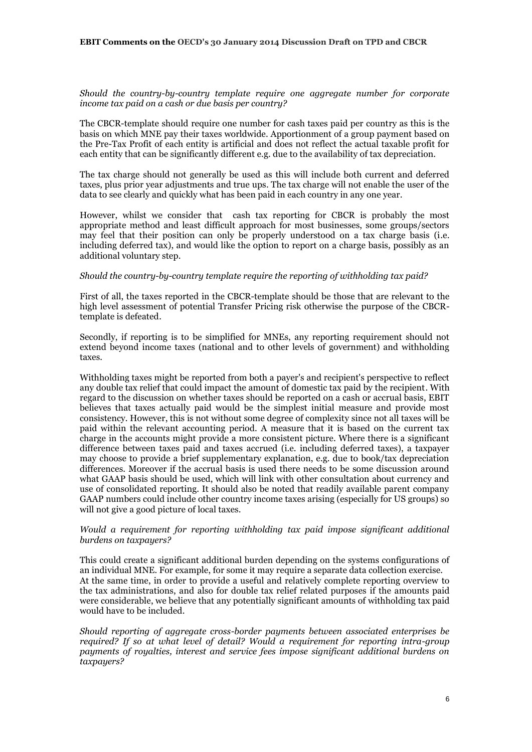*Should the country-by-country template require one aggregate number for corporate income tax paid on a cash or due basis per country?*

The CBCR-template should require one number for cash taxes paid per country as this is the basis on which MNE pay their taxes worldwide. Apportionment of a group payment based on the Pre-Tax Profit of each entity is artificial and does not reflect the actual taxable profit for each entity that can be significantly different e.g. due to the availability of tax depreciation.

The tax charge should not generally be used as this will include both current and deferred taxes, plus prior year adjustments and true ups. The tax charge will not enable the user of the data to see clearly and quickly what has been paid in each country in any one year.

However, whilst we consider that cash tax reporting for CBCR is probably the most appropriate method and least difficult approach for most businesses, some groups/sectors may feel that their position can only be properly understood on a tax charge basis (i.e. including deferred tax), and would like the option to report on a charge basis, possibly as an additional voluntary step.

*Should the country-by-country template require the reporting of withholding tax paid?*

First of all, the taxes reported in the CBCR-template should be those that are relevant to the high level assessment of potential Transfer Pricing risk otherwise the purpose of the CBCR-template is defeated.

Secondly, if reporting is to be simplified for MNEs, any reporting requirement should not extend beyond income taxes (national and to other levels of government) and withholding taxes.

Withholding taxes might be reported from both a payer's and recipient's perspective to reflect any double tax relief that could impact the amount of domestic tax paid by the recipient. With regard to the discussion on whether taxes should be reported on a cash or accrual basis, EBIT believes that taxes actually paid would be the simplest initial measure and provide most consistency. However, this is not without some degree of complexity since not all taxes will be paid within the relevant accounting period. A measure that it is based on the current tax charge in the accounts might provide a more consistent picture. Where there is a significant difference between taxes paid and taxes accrued (i.e. including deferred taxes), a taxpayer may choose to provide a brief supplementary explanation, e.g. due to book/tax depreciation differences. Moreover if the accrual basis is used there needs to be some discussion around what GAAP basis should be used, which will link with other consultation about currency and use of consolidated reporting. It should also be noted that readily available parent company GAAP numbers could include other country income taxes arising (especially for US groups) so will not give a good picture of local taxes.

*Would a requirement for reporting withholding tax paid impose significant additional burdens on taxpayers?*

This could create a significant additional burden depending on the systems configurations of an individual MNE. For example, for some it may require a separate data collection exercise. At the same time, in order to provide a useful and relatively complete reporting overview to the tax administrations, and also for double tax relief related purposes if the amounts paid were considerable, we believe that any potentially significant amounts of withholding tax paid would have to be included.

*Should reporting of aggregate cross-border payments between associated enterprises be required? If so at what level of detail? Would a requirement for reporting intra-group payments of royalties, interest and service fees impose significant additional burdens on taxpayers?*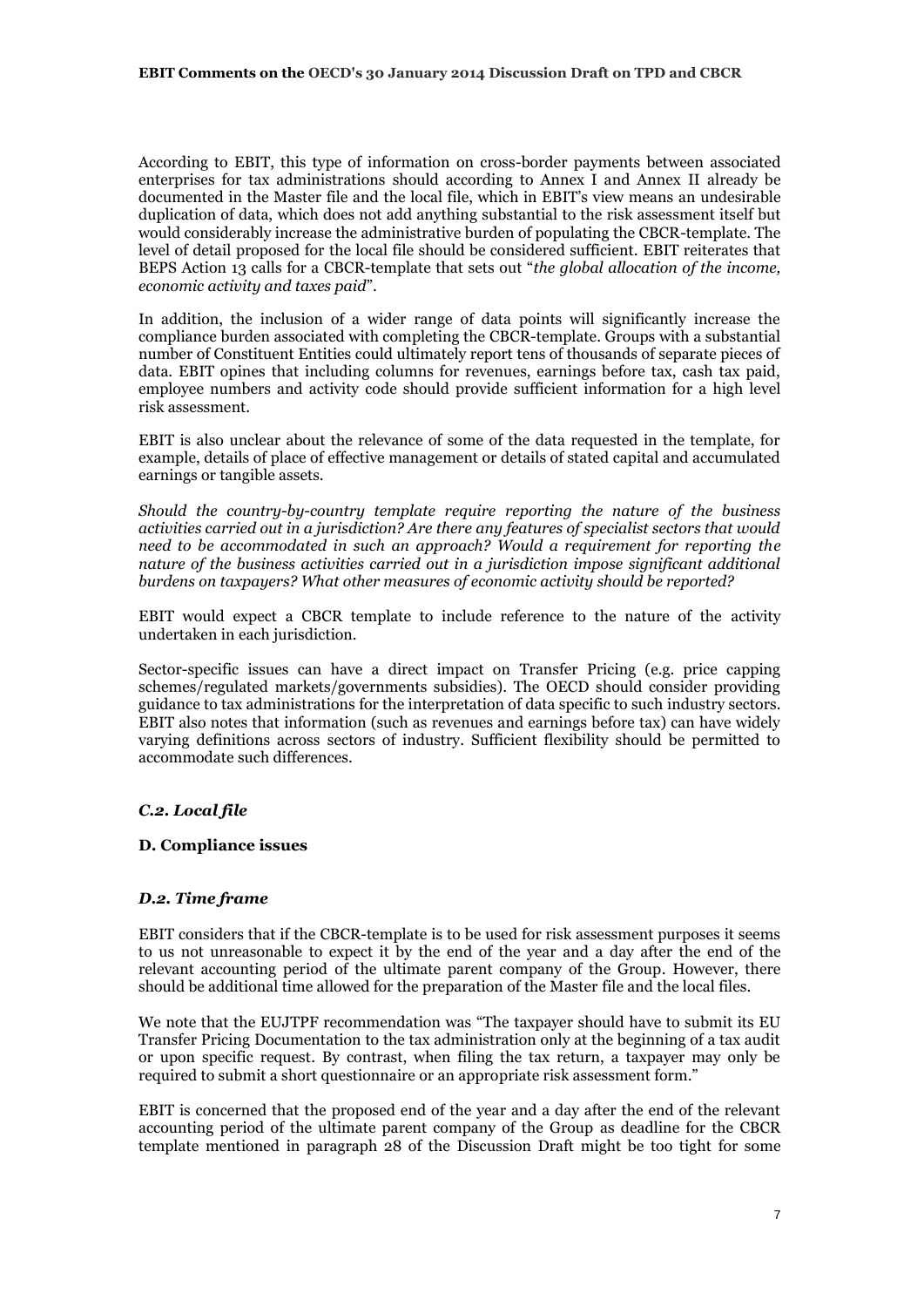According to EBIT, this type of information on cross-border payments between associated enterprises for tax administrations should according to Annex I and Annex II already be documented in the Master file and the local file, which in EBIT's view means an undesirable duplication of data, which does not add anything substantial to the risk assessment itself but would considerably increase the administrative burden of populating the CBCR-template. The level of detail proposed for the local file should be considered sufficient. EBIT reiterates that BEPS Action 13 calls for a CBCR-template that sets out "*the global allocation of the income, economic activity and taxes paid*".

In addition, the inclusion of a wider range of data points will significantly increase the compliance burden associated with completing the CBCR-template. Groups with a substantial number of Constituent Entities could ultimately report tens of thousands of separate pieces of data. EBIT opines that including columns for revenues, earnings before tax, cash tax paid, employee numbers and activity code should provide sufficient information for a high level risk assessment.

EBIT is also unclear about the relevance of some of the data requested in the template, for example, details of place of effective management or details of stated capital and accumulated earnings or tangible assets.

*Should the country-by-country template require reporting the nature of the business activities carried out in a jurisdiction? Are there any features of specialist sectors that would need to be accommodated in such an approach? Would a requirement for reporting the nature of the business activities carried out in a jurisdiction impose significant additional burdens on taxpayers? What other measures of economic activity should be reported?*

EBIT would expect a CBCR template to include reference to the nature of the activity undertaken in each jurisdiction.

Sector-specific issues can have a direct impact on Transfer Pricing (e.g. price capping schemes/regulated markets/governments subsidies). The OECD should consider providing guidance to tax administrations for the interpretation of data specific to such industry sectors. EBIT also notes that information (such as revenues and earnings before tax) can have widely varying definitions across sectors of industry. Sufficient flexibility should be permitted to accommodate such differences.

### *C.2. Local file*

### D. Compliance issues

### *D.2. Time frame*

EBIT considers that if the CBCR-template is to be used for risk assessment purposes it seems to us not unreasonable to expect it by the end of the year and a day after the end of the relevant accounting period of the ultimate parent company of the Group. However, there should be additional time allowed for the preparation of the Master file and the local files.

We note that the EUJTPF recommendation was "The taxpayer should have to submit its EU Transfer Pricing Documentation to the tax administration only at the beginning of a tax audit or upon specific request. By contrast, when filing the tax return, a taxpayer may only be required to submit a short questionnaire or an appropriate risk assessment form."

EBIT is concerned that the proposed end of the year and a day after the end of the relevant accounting period of the ultimate parent company of the Group as deadline for the CBCR template mentioned in paragraph 28 of the Discussion Draft might be too tight for some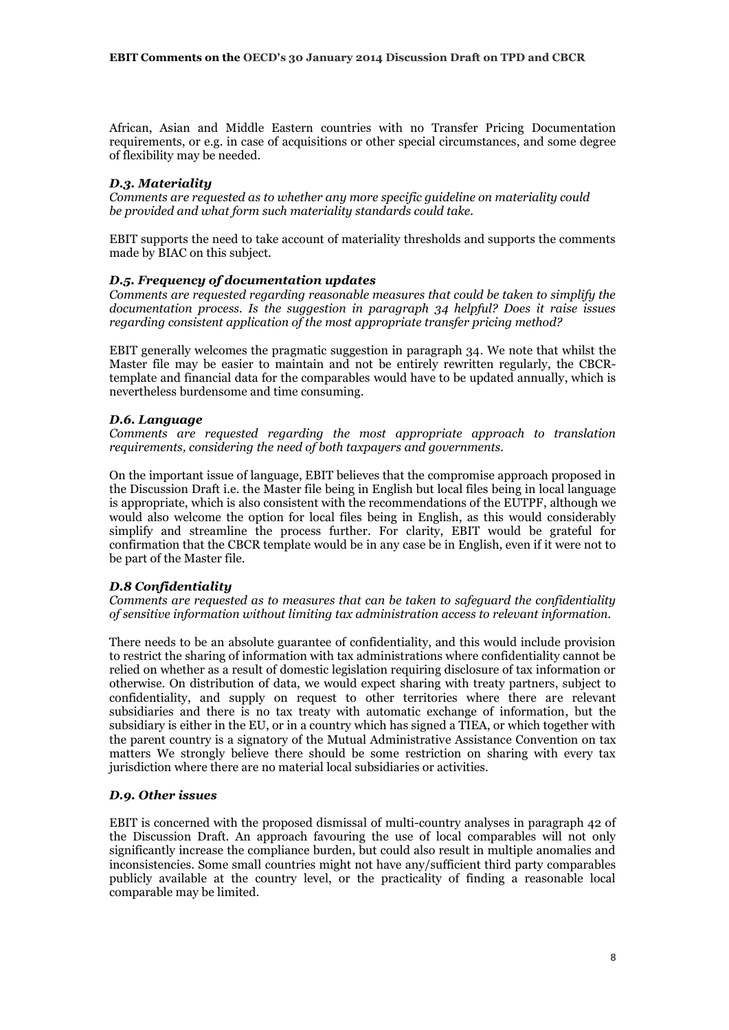African, Asian and Middle Eastern countries with no Transfer Pricing Documentation requirements, or e.g. in case of acquisitions or other special circumstances, and some degree of flexibility may be needed.

### *D.3. Materiality*

*Comments are requested as to whether any more specific guideline on materiality could be provided and what form such materiality standards could take.*

EBIT supports the need to take account of materiality thresholds and supports the comments made by BIAC on this subject.

### *D.5. Frequency of documentation updates*

*Comments are requested regarding reasonable measures that could be taken to simplify the documentation process. Is the suggestion in paragraph 34 helpful? Does it raise issues regarding consistent application of the most appropriate transfer pricing method?*

EBIT generally welcomes the pragmatic suggestion in paragraph 34. We note that whilst the Master file may be easier to maintain and not be entirely rewritten regularly, the CBCR-template and financial data for the comparables would have to be updated annually, which is nevertheless burdensome and time consuming.

### *D.6. Language*

*Comments are requested regarding the most appropriate approach to translation requirements, considering the need of both taxpayers and governments.*

On the important issue of language, EBIT believes that the compromise approach proposed in the Discussion Draft i.e. the Master file being in English but local files being in local language is appropriate, which is also consistent with the recommendations of the EUTPF, although we would also welcome the option for local files being in English, as this would considerably simplify and streamline the process further. For clarity, EBIT would be grateful for confirmation that the CBCR template would be in any case be in English, even if it were not to be part of the Master file.

### *D.8 Confidentiality*

*Comments are requested as to measures that can be taken to safeguard the confidentiality of sensitive information without limiting tax administration access to relevant information.*

There needs to be an absolute guarantee of confidentiality, and this would include provision to restrict the sharing of information with tax administrations where confidentiality cannot be relied on whether as a result of domestic legislation requiring disclosure of tax information or otherwise. On distribution of data, we would expect sharing with treaty partners, subject to confidentiality, and supply on request to other territories where there are relevant subsidiaries and there is no tax treaty with automatic exchange of information, but the subsidiary is either in the EU, or in a country which has signed a TIEA, or which together with the parent country is a signatory of the Mutual Administrative Assistance Convention on tax matters We strongly believe there should be some restriction on sharing with every tax jurisdiction where there are no material local subsidiaries or activities.

### *D.9. Other issues*

EBIT is concerned with the proposed dismissal of multi-country analyses in paragraph 42 of the Discussion Draft. An approach favouring the use of local comparables will not only significantly increase the compliance burden, but could also result in multiple anomalies and inconsistencies. Some small countries might not have any/sufficient third party comparables publicly available at the country level, or the practicality of finding a reasonable local comparable may be limited.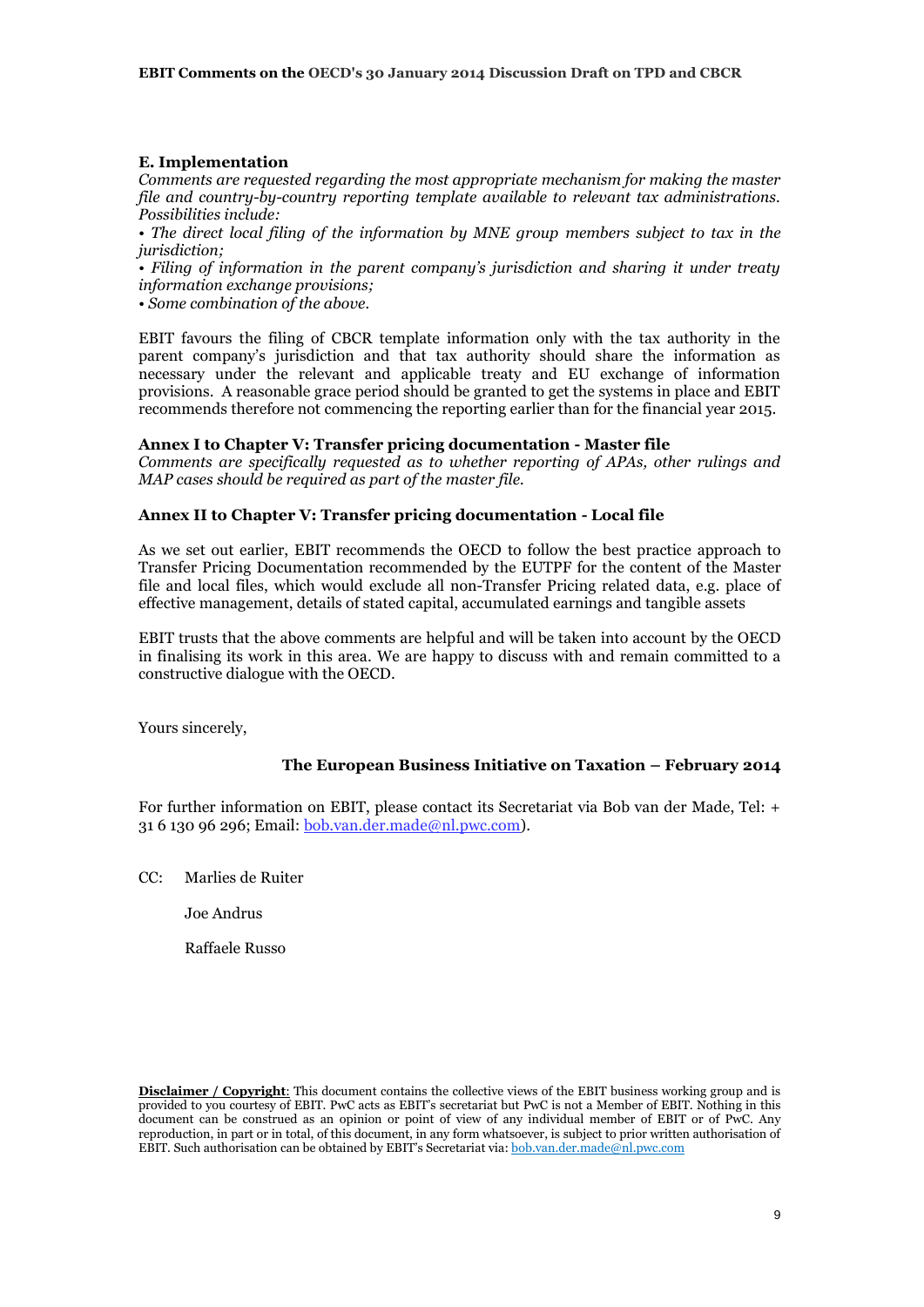### E. Implementation

*Comments are requested regarding the most appropriate mechanism for making the master file and country-by-country reporting template available to relevant tax administrations. Possibilities include:*

*• The direct local filing of the information by MNE group members subject to tax in the jurisdiction;*

*• Filing of information in the parent company's jurisdiction and sharing it under treaty information exchange provisions;*

*• Some combination of the above.*

EBIT favours the filing of CBCR template information only with the tax authority in the parent company's jurisdiction and that tax authority should share the information as necessary under the relevant and applicable treaty and EU exchange of information provisions. A reasonable grace period should be granted to get the systems in place and EBIT recommends therefore not commencing the reporting earlier than for the financial year 2015.

### Annex I to Chapter V: Transfer pricing documentation - Master file

*Comments are specifically requested as to whether reporting of APAs, other rulings and MAP cases should be required as part of the master file.*

### Annex II to Chapter V: Transfer pricing documentation - Local file

As we set out earlier, EBIT recommends the OECD to follow the best practice approach to Transfer Pricing Documentation recommended by the EUTPF for the content of the Master file and local files, which would exclude all non-Transfer Pricing related data, e.g. place of effective management, details of stated capital, accumulated earnings and tangible assets

EBIT trusts that the above comments are helpful and will be taken into account by the OECD in finalising its work in this area. We are happy to discuss with and remain committed to a constructive dialogue with the OECD.

Yours sincerely,

**The European Business Initiative on Taxation – February 2014**

For further information on EBIT, please contact its Secretariat via Bob van der Made, Tel: + 31 6 130 96 296; Email: bob.van.der.made@nl.pwc.com).

CC: Marlies de Ruiter

Joe Andrus

Raffaele Russo

**Disclaimer / Copyright**: This document contains the collective views of the EBIT business working group and is provided to you courtesy of EBIT. PwC acts as EBIT's secretariat but PwC is not a Member of EBIT. Nothing in this document can be construed as an opinion or point of view of any individual member of EBIT or of PwC. Any reproduction, in part or in total, of this document, in any form whatsoever, is subject to prior written authorisation of EBIT. Such authorisation can be obtained by EBIT's Secretariat via: bob.van.der.made@nl.pwc.com